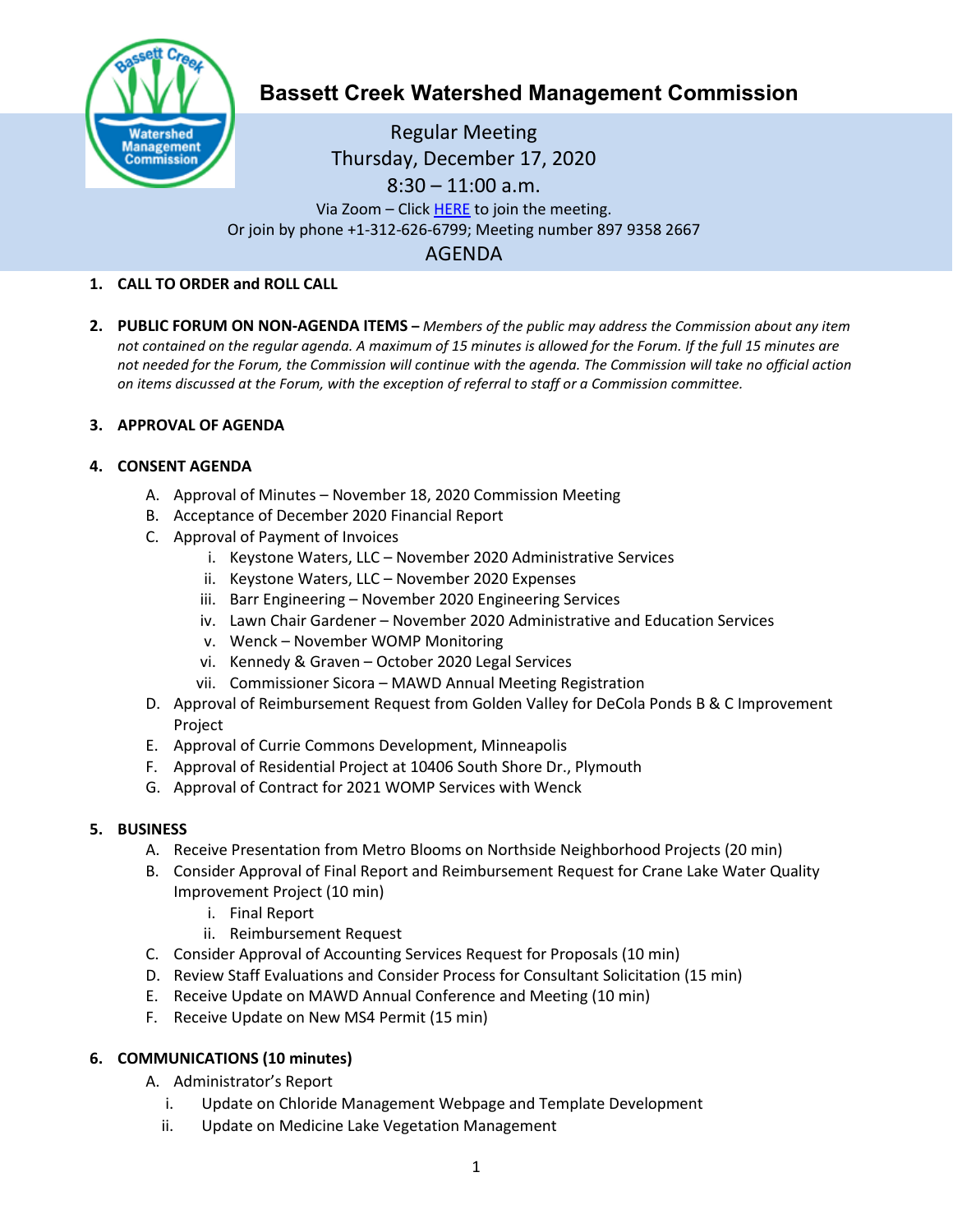# Bassett Creek Watershed Management Commission

Regular Meeting
Thursday, December 17, 2020
8:30 – 11:00 a.m.
Via Zoom – Click HERE to join the meeting.
Or join by phone +1-312-626-6799; Meeting number 897 9358 2667

## AGENDA

1. **CALL TO ORDER and ROLL CALL**

2. **PUBLIC FORUM ON NON-AGENDA ITEMS –** *Members of the public may address the Commission about any item not contained on the regular agenda. A maximum of 15 minutes is allowed for the Forum. If the full 15 minutes are not needed for the Forum, the Commission will continue with the agenda. The Commission will take no official action on items discussed at the Forum, with the exception of referral to staff or a Commission committee.*

3. **APPROVAL OF AGENDA**

4. **CONSENT AGENDA**
   - A. Approval of Minutes – November 18, 2020 Commission Meeting
   - B. Acceptance of December 2020 Financial Report
   - C. Approval of Payment of Invoices
     - i. Keystone Waters, LLC – November 2020 Administrative Services
     - ii. Keystone Waters, LLC – November 2020 Expenses
     - iii. Barr Engineering – November 2020 Engineering Services
     - iv. Lawn Chair Gardener – November 2020 Administrative and Education Services
     - v. Wenck – November WOMP Monitoring
     - vi. Kennedy & Graven – October 2020 Legal Services
     - vii. Commissioner Sicora – MAWD Annual Meeting Registration
   - D. Approval of Reimbursement Request from Golden Valley for DeCola Ponds B & C Improvement Project
   - E. Approval of Currie Commons Development, Minneapolis
   - F. Approval of Residential Project at 10406 South Shore Dr., Plymouth
   - G. Approval of Contract for 2021 WOMP Services with Wenck

5. **BUSINESS**
   - A. Receive Presentation from Metro Blooms on Northside Neighborhood Projects (20 min)
   - B. Consider Approval of Final Report and Reimbursement Request for Crane Lake Water Quality Improvement Project (10 min)
     - i. Final Report
     - ii. Reimbursement Request
   - C. Consider Approval of Accounting Services Request for Proposals (10 min)
   - D. Review Staff Evaluations and Consider Process for Consultant Solicitation (15 min)
   - E. Receive Update on MAWD Annual Conference and Meeting (10 min)
   - F. Receive Update on New MS4 Permit (15 min)

6. **COMMUNICATIONS (10 minutes)**
   - A. Administrator's Report
     - i. Update on Chloride Management Webpage and Template Development
     - ii. Update on Medicine Lake Vegetation Management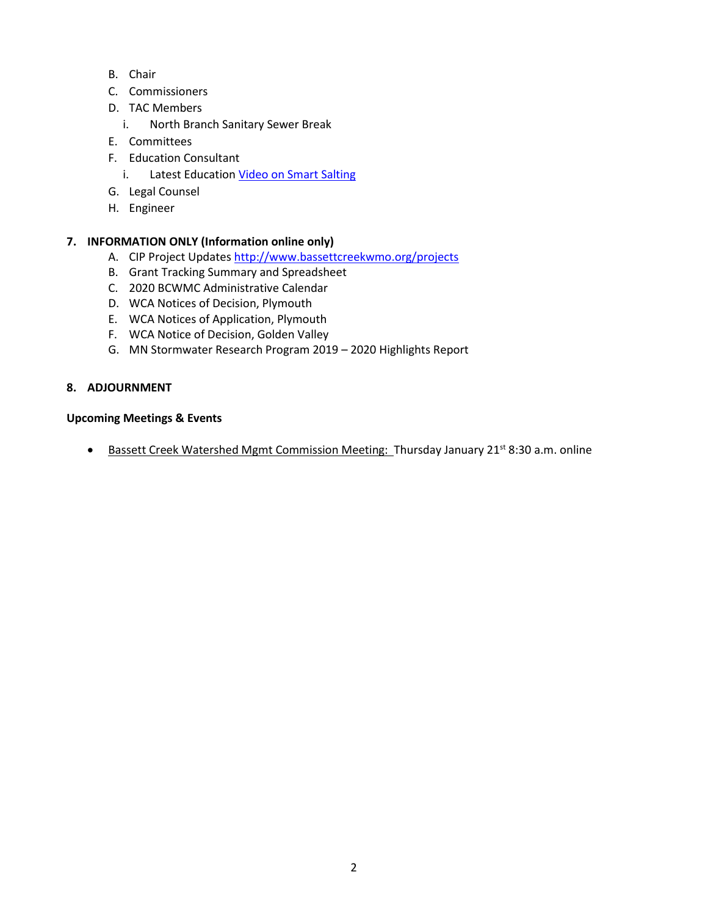- B. Chair
- C. Commissioners
- D. TAC Members
  - i. North Branch Sanitary Sewer Break
- E. Committees
- F. Education Consultant
  - i. Latest Education [Video on Smart Salting]
- G. Legal Counsel
- H. Engineer

**7. INFORMATION ONLY (Information online only)**

- A. CIP Project Updates http://www.bassettcreekwmo.org/projects
- B. Grant Tracking Summary and Spreadsheet
- C. 2020 BCWMC Administrative Calendar
- D. WCA Notices of Decision, Plymouth
- E. WCA Notices of Application, Plymouth
- F. WCA Notice of Decision, Golden Valley
- G. MN Stormwater Research Program 2019 – 2020 Highlights Report

**8. ADJOURNMENT**

**Upcoming Meetings & Events**

- Bassett Creek Watershed Mgmt Commission Meeting: Thursday January 21st 8:30 a.m. online